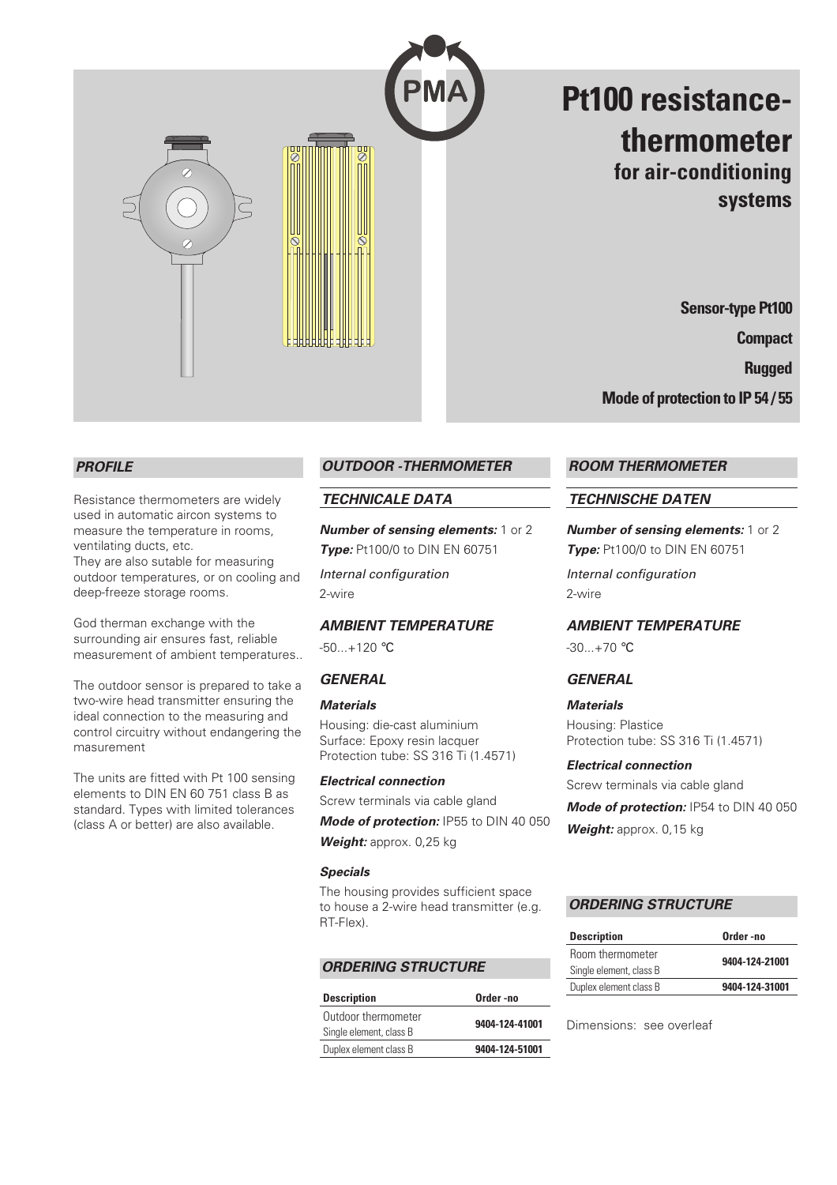PMA

# Pt100 resistance-thermometer

## for air-conditioning systems

**Sensor-type Pt100**

**Compact**

**Rugged**

**Mode of protection to IP 54 / 55**

## *PROFILE*

Resistance thermometers are widely used in automatic aircon systems to measure the temperature in rooms, ventilating ducts, etc.
They are also sutable for measuring outdoor temperatures, or on cooling and deep-freeze storage rooms.

God therman exchange with the surrounding air ensures fast, reliable measurement of ambient temperatures..

The outdoor sensor is prepared to take a two-wire head transmitter ensuring the ideal connection to the measuring and control circuitry without endangering the masurement

The units are fitted with Pt 100 sensing elements to DIN EN 60 751 class B as standard. Types with limited tolerances (class A or better) are also available.

## *OUTDOOR -THERMOMETER*

### *TECHNICALE DATA*

***Number of sensing elements:*** 1 or 2
***Type:*** Pt100/0 to DIN EN 60751

*Internal configuration*
2-wire

### *AMBIENT TEMPERATURE*

-50...+120 °C

### *GENERAL*

***Materials***
Housing: die-cast aluminium
Surface: Epoxy resin lacquer
Protection tube: SS 316 Ti (1.4571)

***Electrical connection***
Screw terminals via cable gland

***Mode of protection:*** IP55 to DIN 40 050

***Weight:*** approx. 0,25 kg

***Specials***
The housing provides sufficient space to house a 2-wire head transmitter (e.g. RT-Flex).

### *ORDERING STRUCTURE*

| Description | Order -no |
|---|---|
| Outdoor thermometer Single element, class B | 9404-124-41001 |
| Duplex element class B | 9404-124-51001 |

## *ROOM THERMOMETER*

### *TECHNISCHE DATEN*

***Number of sensing elements:*** 1 or 2
***Type:*** Pt100/0 to DIN EN 60751

*Internal configuration*
2-wire

### *AMBIENT TEMPERATURE*

-30...+70 °C

### *GENERAL*

***Materials***
Housing: Plastice
Protection tube: SS 316 Ti (1.4571)

***Electrical connection***
Screw terminals via cable gland

***Mode of protection:*** IP54 to DIN 40 050

***Weight:*** approx. 0,15 kg

### *ORDERING STRUCTURE*

| Description | Order -no |
|---|---|
| Room thermometer Single element, class B | 9404-124-21001 |
| Duplex element class B | 9404-124-31001 |

Dimensions: see overleaf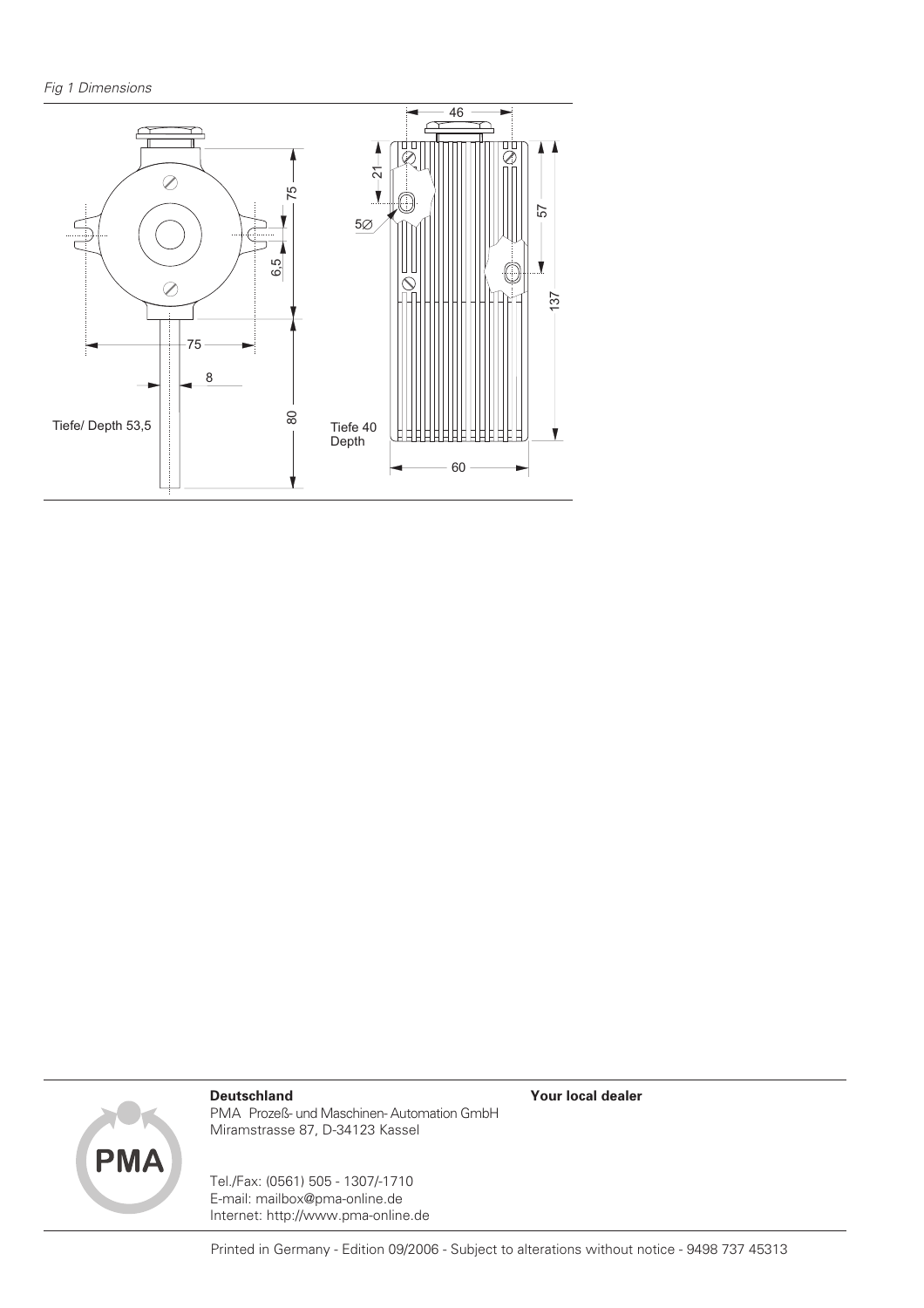*Fig 1 Dimensions*

46

21

5∅

57

75

6,5

137

75

8

80

Tiefe/ Depth 53,5

Tiefe 40
Depth

60

**Deutschland**
PMA Prozeß- und Maschinen- Automation GmbH
Miramstrasse 87, D-34123 Kassel

Tel./Fax: (0561) 505 - 1307/-1710
E-mail: mailbox@pma-online.de
Internet: http://www.pma-online.de

**Your local dealer**

Printed in Germany - Edition 09/2006 - Subject to alterations without notice - 9498 737 45313